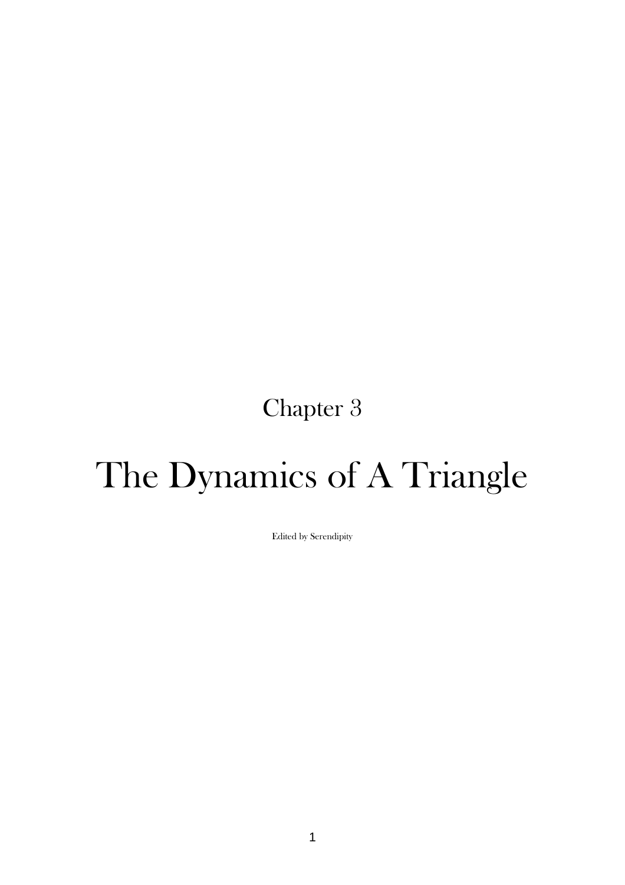Chapter 3

# The Dynamics of A Triangle

Edited by Serendipity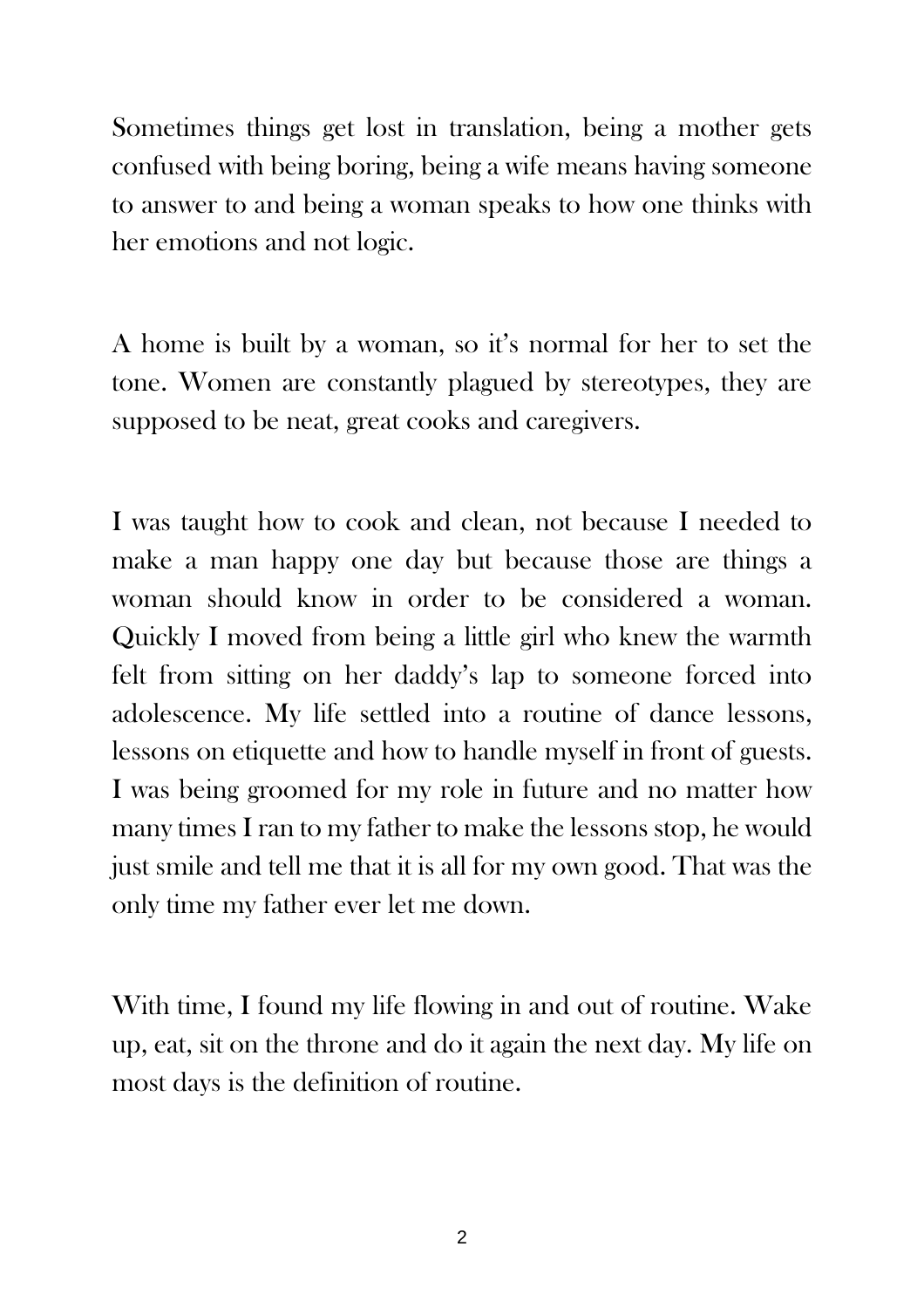Sometimes things get lost in translation, being a mother gets confused with being boring, being a wife means having someone to answer to and being a woman speaks to how one thinks with her emotions and not logic.

A home is built by a woman, so it's normal for her to set the tone. Women are constantly plagued by stereotypes, they are supposed to be neat, great cooks and caregivers.

I was taught how to cook and clean, not because I needed to make a man happy one day but because those are things a woman should know in order to be considered a woman. Quickly I moved from being a little girl who knew the warmth felt from sitting on her daddy's lap to someone forced into adolescence. My life settled into a routine of dance lessons, lessons on etiquette and how to handle myself in front of guests. I was being groomed for my role in future and no matter how many times I ran to my father to make the lessons stop, he would just smile and tell me that it is all for my own good. That was the only time my father ever let me down.

With time, I found my life flowing in and out of routine. Wake up, eat, sit on the throne and do it again the next day. My life on most days is the definition of routine.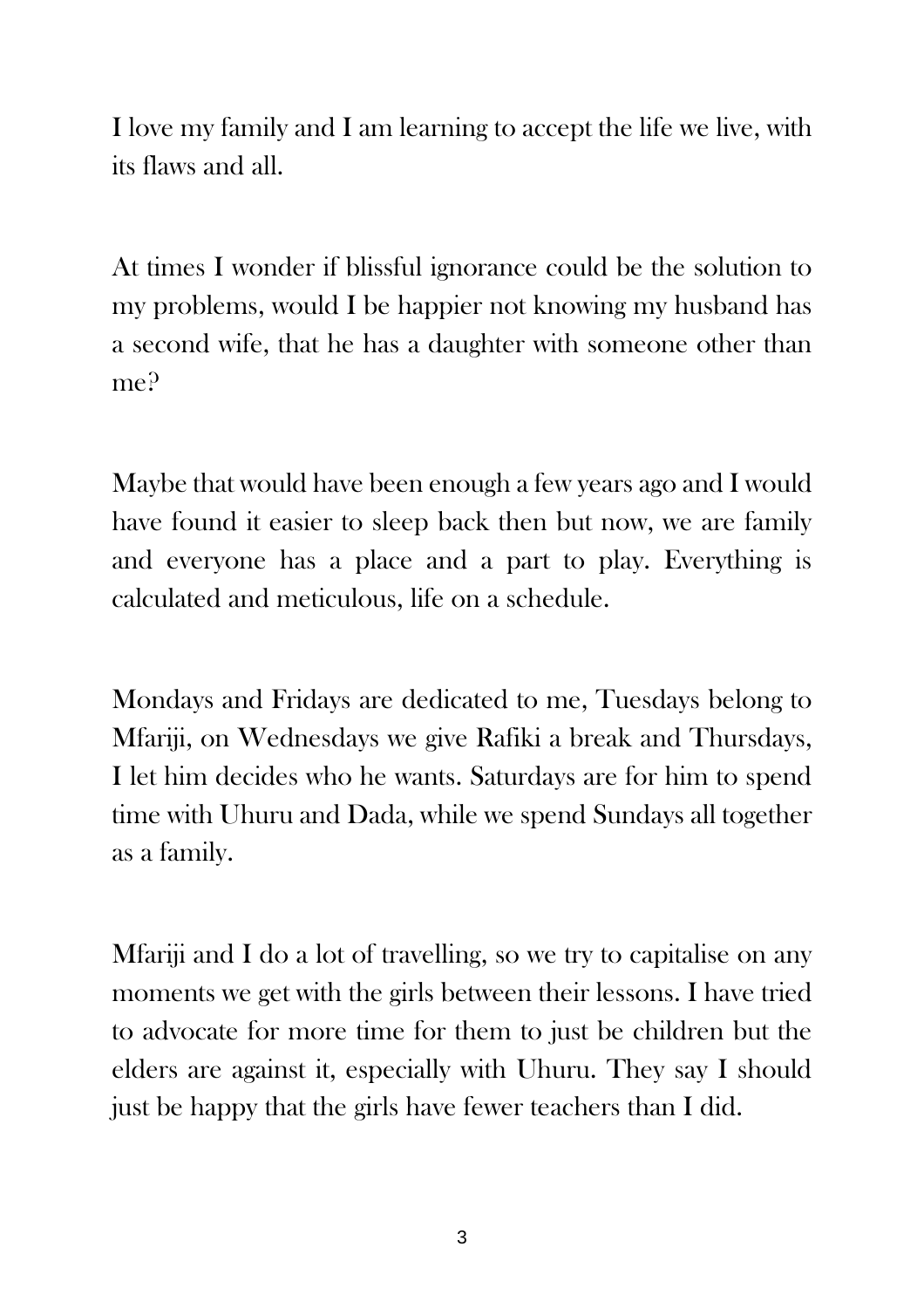I love my family and I am learning to accept the life we live, with its flaws and all.

At times I wonder if blissful ignorance could be the solution to my problems, would I be happier not knowing my husband has a second wife, that he has a daughter with someone other than me?

Maybe that would have been enough a few years ago and I would have found it easier to sleep back then but now, we are family and everyone has a place and a part to play. Everything is calculated and meticulous, life on a schedule.

Mondays and Fridays are dedicated to me, Tuesdays belong to Mfariji, on Wednesdays we give Rafiki a break and Thursdays, I let him decides who he wants. Saturdays are for him to spend time with Uhuru and Dada, while we spend Sundays all together as a family.

Mfariji and I do a lot of travelling, so we try to capitalise on any moments we get with the girls between their lessons. I have tried to advocate for more time for them to just be children but the elders are against it, especially with Uhuru. They say I should just be happy that the girls have fewer teachers than I did.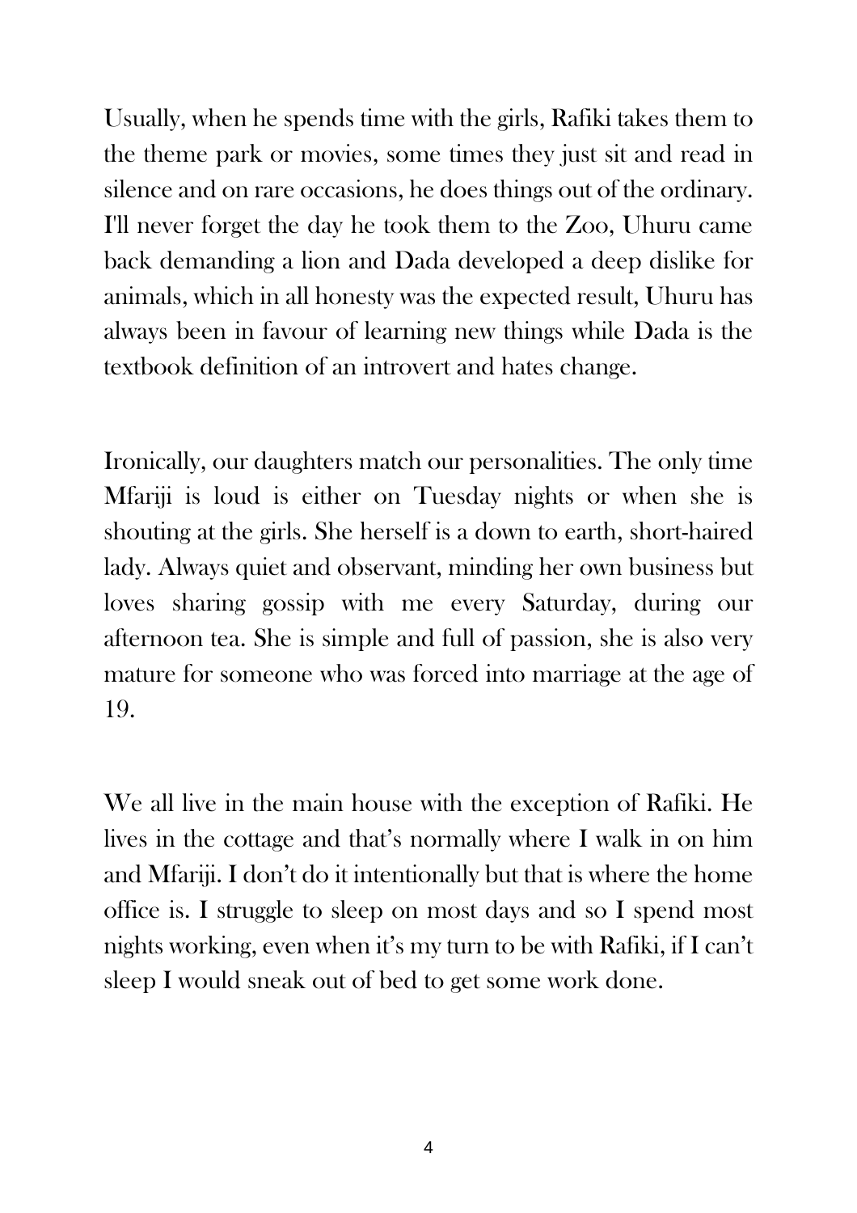Usually, when he spends time with the girls, Rafiki takes them to the theme park or movies, some times they just sit and read in silence and on rare occasions, he does things out of the ordinary. I'll never forget the day he took them to the Zoo, Uhuru came back demanding a lion and Dada developed a deep dislike for animals, which in all honesty was the expected result, Uhuru has always been in favour of learning new things while Dada is the textbook definition of an introvert and hates change.

Ironically, our daughters match our personalities. The only time Mfariji is loud is either on Tuesday nights or when she is shouting at the girls. She herself is a down to earth, short-haired lady. Always quiet and observant, minding her own business but loves sharing gossip with me every Saturday, during our afternoon tea. She is simple and full of passion, she is also very mature for someone who was forced into marriage at the age of 19.

We all live in the main house with the exception of Rafiki. He lives in the cottage and that's normally where I walk in on him and Mfariji. I don't do it intentionally but that is where the home office is. I struggle to sleep on most days and so I spend most nights working, even when it's my turn to be with Rafiki, if I can't sleep I would sneak out of bed to get some work done.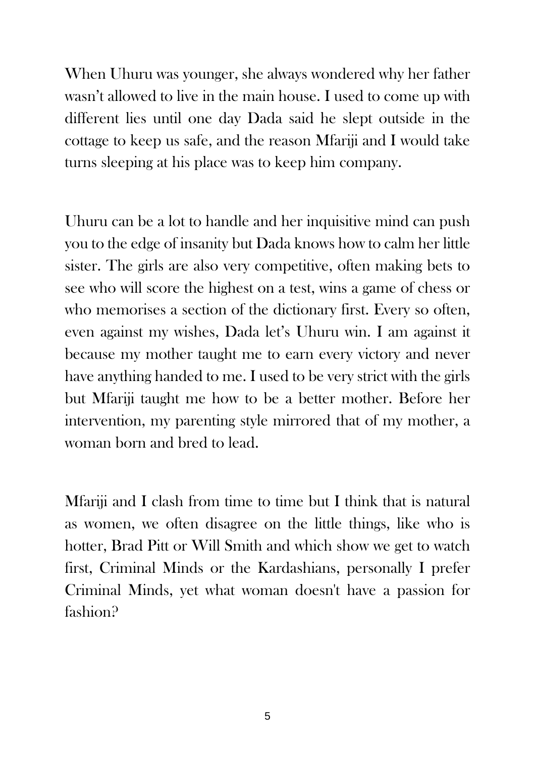When Uhuru was younger, she always wondered why her father wasn't allowed to live in the main house. I used to come up with different lies until one day Dada said he slept outside in the cottage to keep us safe, and the reason Mfariji and I would take turns sleeping at his place was to keep him company.

Uhuru can be a lot to handle and her inquisitive mind can push you to the edge of insanity but Dada knows how to calm her little sister. The girls are also very competitive, often making bets to see who will score the highest on a test, wins a game of chess or who memorises a section of the dictionary first. Every so often, even against my wishes, Dada let's Uhuru win. I am against it because my mother taught me to earn every victory and never have anything handed to me. I used to be very strict with the girls but Mfariji taught me how to be a better mother. Before her intervention, my parenting style mirrored that of my mother, a woman born and bred to lead.

Mfariji and I clash from time to time but I think that is natural as women, we often disagree on the little things, like who is hotter, Brad Pitt or Will Smith and which show we get to watch first, Criminal Minds or the Kardashians, personally I prefer Criminal Minds, yet what woman doesn't have a passion for fashion?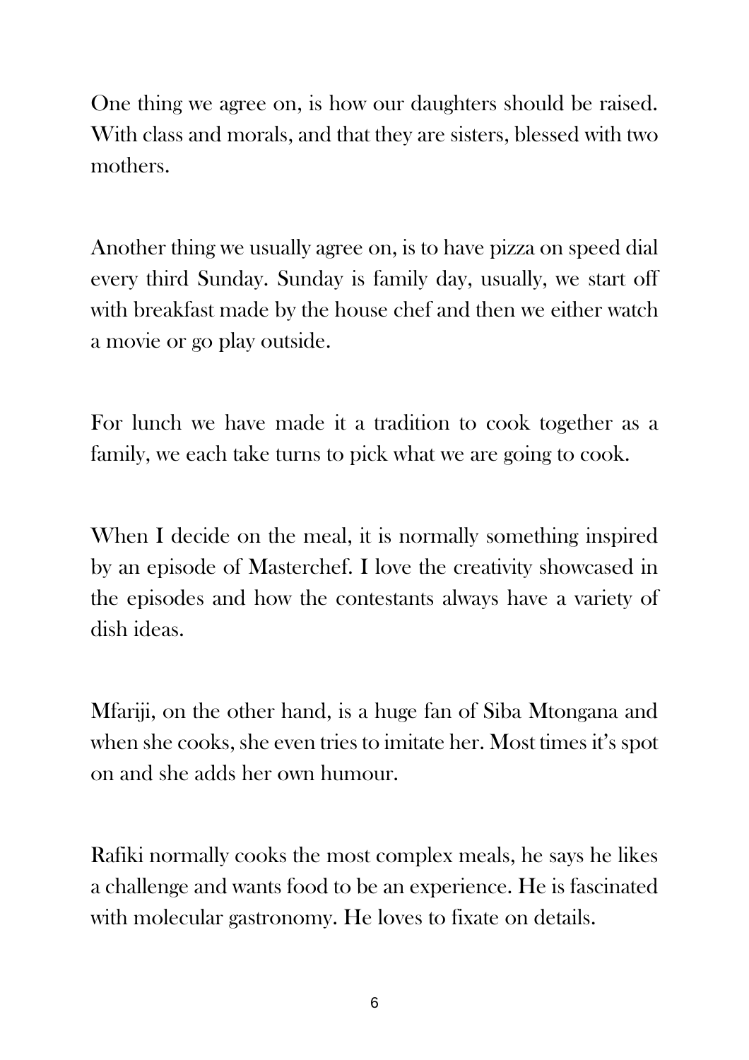One thing we agree on, is how our daughters should be raised. With class and morals, and that they are sisters, blessed with two mothers.

Another thing we usually agree on, is to have pizza on speed dial every third Sunday. Sunday is family day, usually, we start off with breakfast made by the house chef and then we either watch a movie or go play outside.

For lunch we have made it a tradition to cook together as a family, we each take turns to pick what we are going to cook.

When I decide on the meal, it is normally something inspired by an episode of Masterchef. I love the creativity showcased in the episodes and how the contestants always have a variety of dish ideas.

Mfariji, on the other hand, is a huge fan of Siba Mtongana and when she cooks, she even tries to imitate her. Most times it's spot on and she adds her own humour.

Rafiki normally cooks the most complex meals, he says he likes a challenge and wants food to be an experience. He is fascinated with molecular gastronomy. He loves to fixate on details.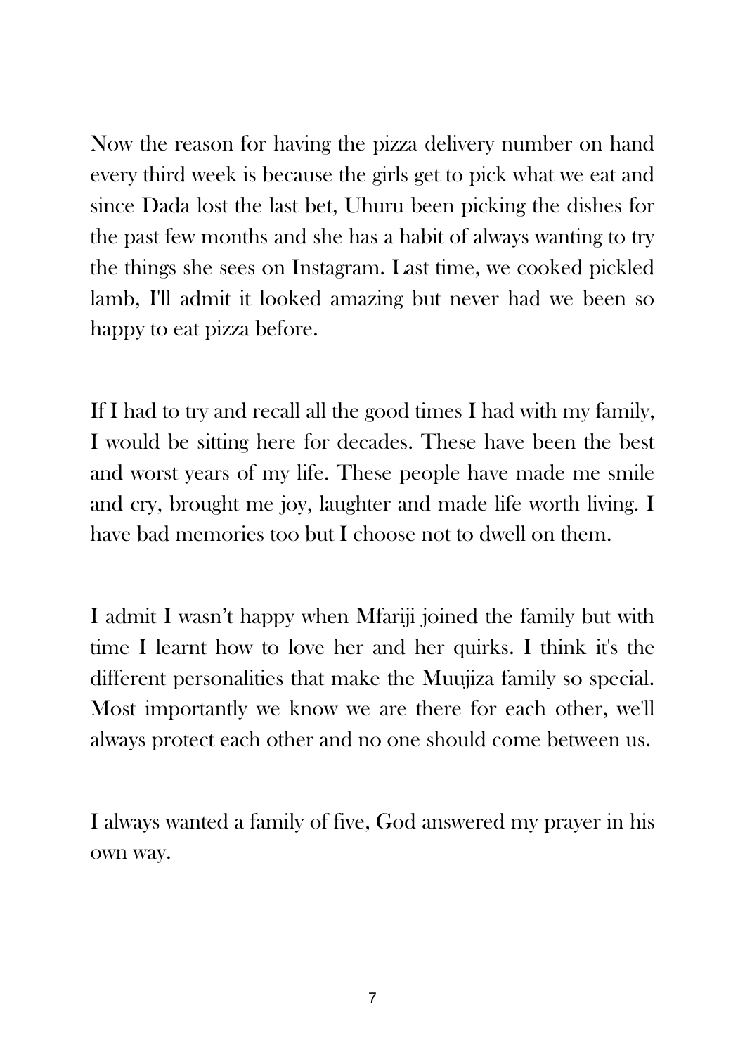Now the reason for having the pizza delivery number on hand every third week is because the girls get to pick what we eat and since Dada lost the last bet, Uhuru been picking the dishes for the past few months and she has a habit of always wanting to try the things she sees on Instagram. Last time, we cooked pickled lamb, I'll admit it looked amazing but never had we been so happy to eat pizza before.

If I had to try and recall all the good times I had with my family, I would be sitting here for decades. These have been the best and worst years of my life. These people have made me smile and cry, brought me joy, laughter and made life worth living. I have bad memories too but I choose not to dwell on them.

I admit I wasn’t happy when Mfariji joined the family but with time I learnt how to love her and her quirks. I think it's the different personalities that make the Muujiza family so special. Most importantly we know we are there for each other, we'll always protect each other and no one should come between us.

I always wanted a family of five, God answered my prayer in his own way.